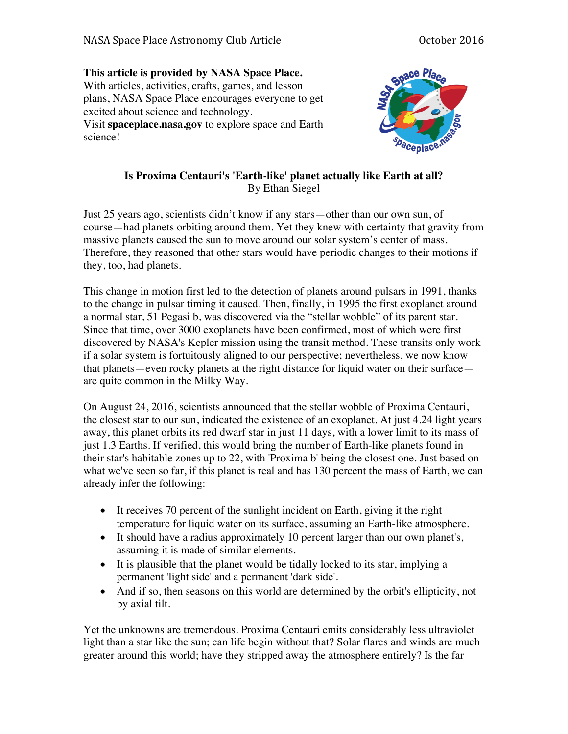**This article is provided by NASA Space Place.**
With articles, activities, crafts, games, and lesson plans, NASA Space Place encourages everyone to get excited about science and technology.
Visit **spaceplace.nasa.gov** to explore space and Earth science!

## Is Proxima Centauri's 'Earth-like' planet actually like Earth at all?

By Ethan Siegel

Just 25 years ago, scientists didn't know if any stars—other than our own sun, of course—had planets orbiting around them. Yet they knew with certainty that gravity from massive planets caused the sun to move around our solar system's center of mass. Therefore, they reasoned that other stars would have periodic changes to their motions if they, too, had planets.

This change in motion first led to the detection of planets around pulsars in 1991, thanks to the change in pulsar timing it caused. Then, finally, in 1995 the first exoplanet around a normal star, 51 Pegasi b, was discovered via the "stellar wobble" of its parent star. Since that time, over 3000 exoplanets have been confirmed, most of which were first discovered by NASA's Kepler mission using the transit method. These transits only work if a solar system is fortuitously aligned to our perspective; nevertheless, we now know that planets—even rocky planets at the right distance for liquid water on their surface—are quite common in the Milky Way.

On August 24, 2016, scientists announced that the stellar wobble of Proxima Centauri, the closest star to our sun, indicated the existence of an exoplanet. At just 4.24 light years away, this planet orbits its red dwarf star in just 11 days, with a lower limit to its mass of just 1.3 Earths. If verified, this would bring the number of Earth-like planets found in their star's habitable zones up to 22, with 'Proxima b' being the closest one. Just based on what we've seen so far, if this planet is real and has 130 percent the mass of Earth, we can already infer the following:

- It receives 70 percent of the sunlight incident on Earth, giving it the right temperature for liquid water on its surface, assuming an Earth-like atmosphere.
- It should have a radius approximately 10 percent larger than our own planet's, assuming it is made of similar elements.
- It is plausible that the planet would be tidally locked to its star, implying a permanent 'light side' and a permanent 'dark side'.
- And if so, then seasons on this world are determined by the orbit's ellipticity, not by axial tilt.

Yet the unknowns are tremendous. Proxima Centauri emits considerably less ultraviolet light than a star like the sun; can life begin without that? Solar flares and winds are much greater around this world; have they stripped away the atmosphere entirely? Is the far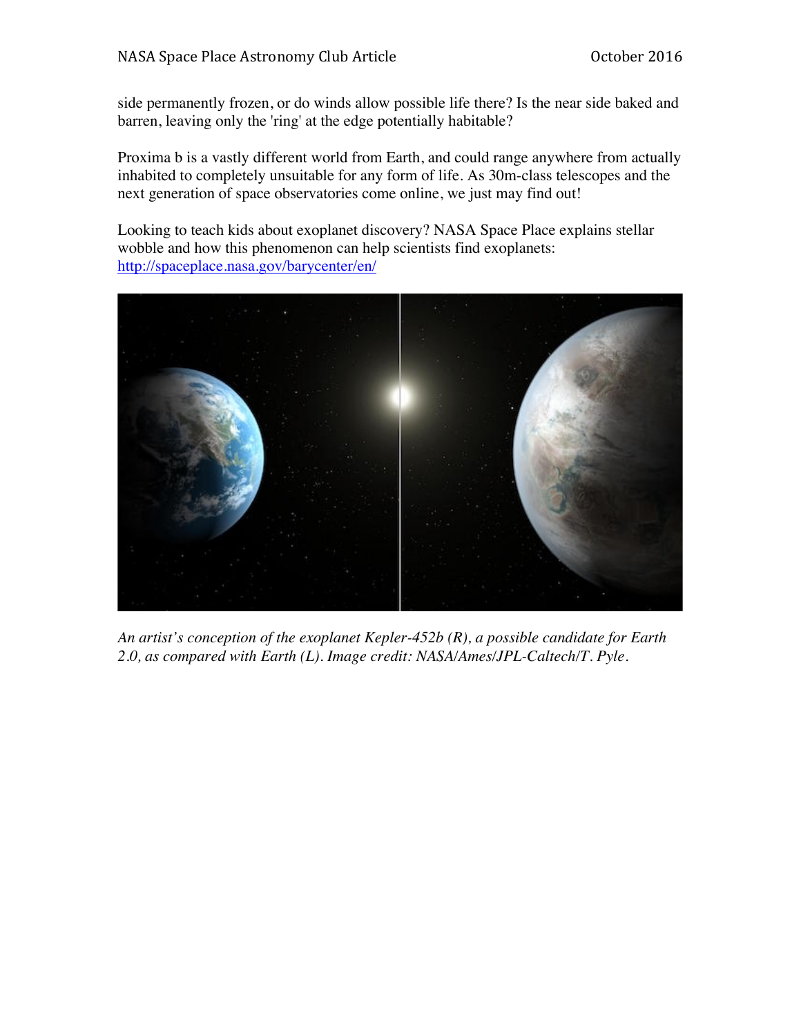side permanently frozen, or do winds allow possible life there? Is the near side baked and barren, leaving only the 'ring' at the edge potentially habitable?

Proxima b is a vastly different world from Earth, and could range anywhere from actually inhabited to completely unsuitable for any form of life. As 30m-class telescopes and the next generation of space observatories come online, we just may find out!

Looking to teach kids about exoplanet discovery? NASA Space Place explains stellar wobble and how this phenomenon can help scientists find exoplanets: [http://spaceplace.nasa.gov/barycenter/en/](http://spaceplace.nasa.gov/barycenter/en/)

*An artist's conception of the exoplanet Kepler-452b (R), a possible candidate for Earth 2.0, as compared with Earth (L). Image credit: NASA/Ames/JPL-Caltech/T. Pyle.*